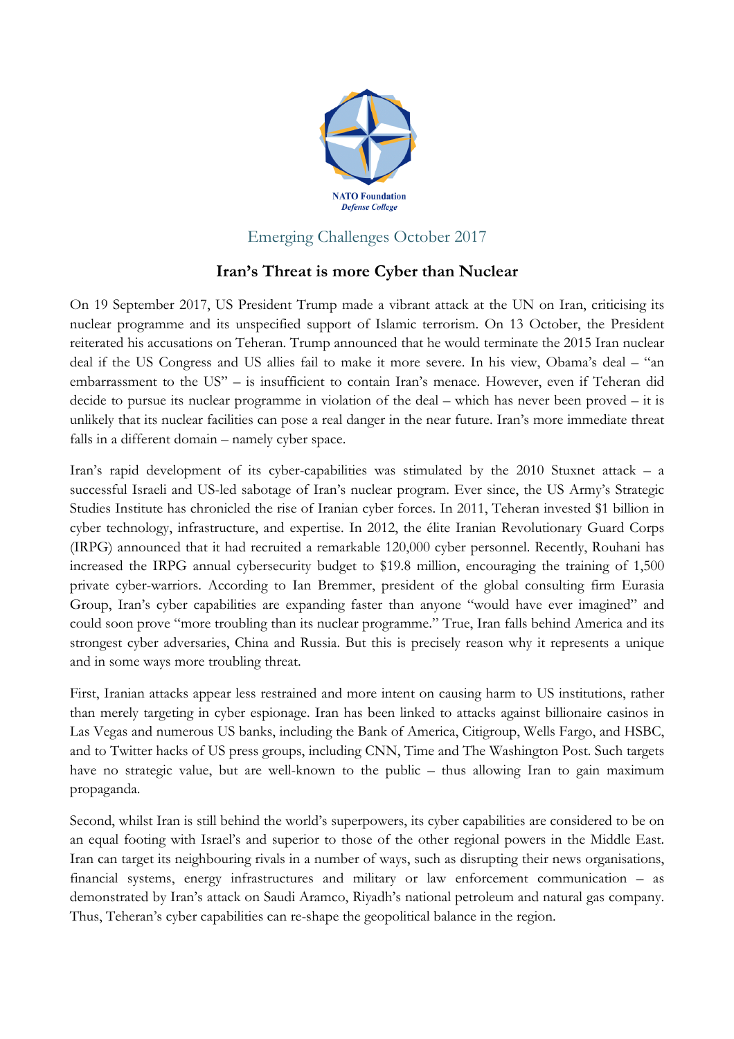NATO Foundation
*Defense College*

Emerging Challenges October 2017

## Iran's Threat is more Cyber than Nuclear

On 19 September 2017, US President Trump made a vibrant attack at the UN on Iran, criticising its nuclear programme and its unspecified support of Islamic terrorism. On 13 October, the President reiterated his accusations on Teheran. Trump announced that he would terminate the 2015 Iran nuclear deal if the US Congress and US allies fail to make it more severe. In his view, Obama's deal – "an embarrassment to the US" – is insufficient to contain Iran's menace. However, even if Teheran did decide to pursue its nuclear programme in violation of the deal – which has never been proved – it is unlikely that its nuclear facilities can pose a real danger in the near future. Iran's more immediate threat falls in a different domain – namely cyber space.

Iran's rapid development of its cyber-capabilities was stimulated by the 2010 Stuxnet attack – a successful Israeli and US-led sabotage of Iran's nuclear program. Ever since, the US Army's Strategic Studies Institute has chronicled the rise of Iranian cyber forces. In 2011, Teheran invested $1 billion in cyber technology, infrastructure, and expertise. In 2012, the élite Iranian Revolutionary Guard Corps (IRPG) announced that it had recruited a remarkable 120,000 cyber personnel. Recently, Rouhani has increased the IRPG annual cybersecurity budget to $19.8 million, encouraging the training of 1,500 private cyber-warriors. According to Ian Bremmer, president of the global consulting firm Eurasia Group, Iran's cyber capabilities are expanding faster than anyone "would have ever imagined" and could soon prove "more troubling than its nuclear programme." True, Iran falls behind America and its strongest cyber adversaries, China and Russia. But this is precisely reason why it represents a unique and in some ways more troubling threat.

First, Iranian attacks appear less restrained and more intent on causing harm to US institutions, rather than merely targeting in cyber espionage. Iran has been linked to attacks against billionaire casinos in Las Vegas and numerous US banks, including the Bank of America, Citigroup, Wells Fargo, and HSBC, and to Twitter hacks of US press groups, including CNN, Time and The Washington Post. Such targets have no strategic value, but are well-known to the public – thus allowing Iran to gain maximum propaganda.

Second, whilst Iran is still behind the world's superpowers, its cyber capabilities are considered to be on an equal footing with Israel's and superior to those of the other regional powers in the Middle East. Iran can target its neighbouring rivals in a number of ways, such as disrupting their news organisations, financial systems, energy infrastructures and military or law enforcement communication – as demonstrated by Iran's attack on Saudi Aramco, Riyadh's national petroleum and natural gas company. Thus, Teheran's cyber capabilities can re-shape the geopolitical balance in the region.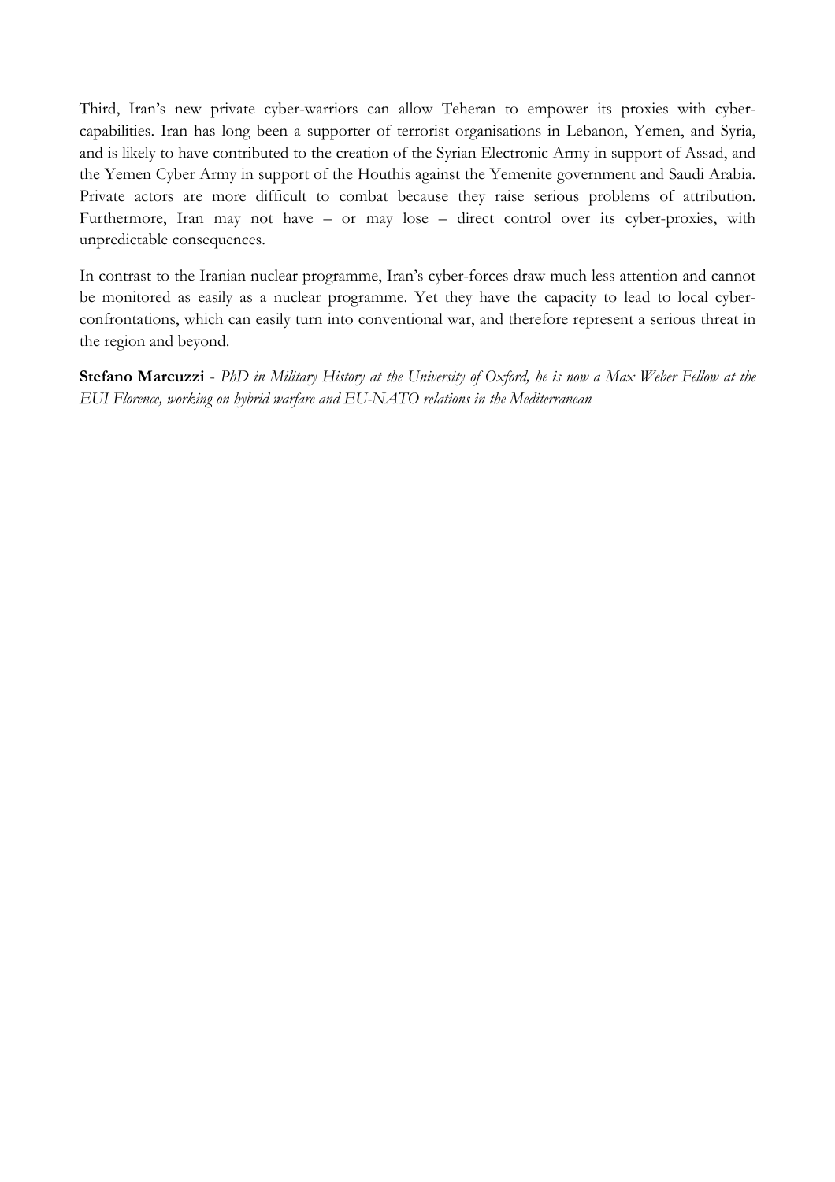Third, Iran's new private cyber-warriors can allow Teheran to empower its proxies with cyber-capabilities. Iran has long been a supporter of terrorist organisations in Lebanon, Yemen, and Syria, and is likely to have contributed to the creation of the Syrian Electronic Army in support of Assad, and the Yemen Cyber Army in support of the Houthis against the Yemenite government and Saudi Arabia. Private actors are more difficult to combat because they raise serious problems of attribution. Furthermore, Iran may not have – or may lose – direct control over its cyber-proxies, with unpredictable consequences.

In contrast to the Iranian nuclear programme, Iran's cyber-forces draw much less attention and cannot be monitored as easily as a nuclear programme. Yet they have the capacity to lead to local cyber-confrontations, which can easily turn into conventional war, and therefore represent a serious threat in the region and beyond.

**Stefano Marcuzzi** - *PhD in Military History at the University of Oxford, he is now a Max Weber Fellow at the EUI Florence, working on hybrid warfare and EU-NATO relations in the Mediterranean*